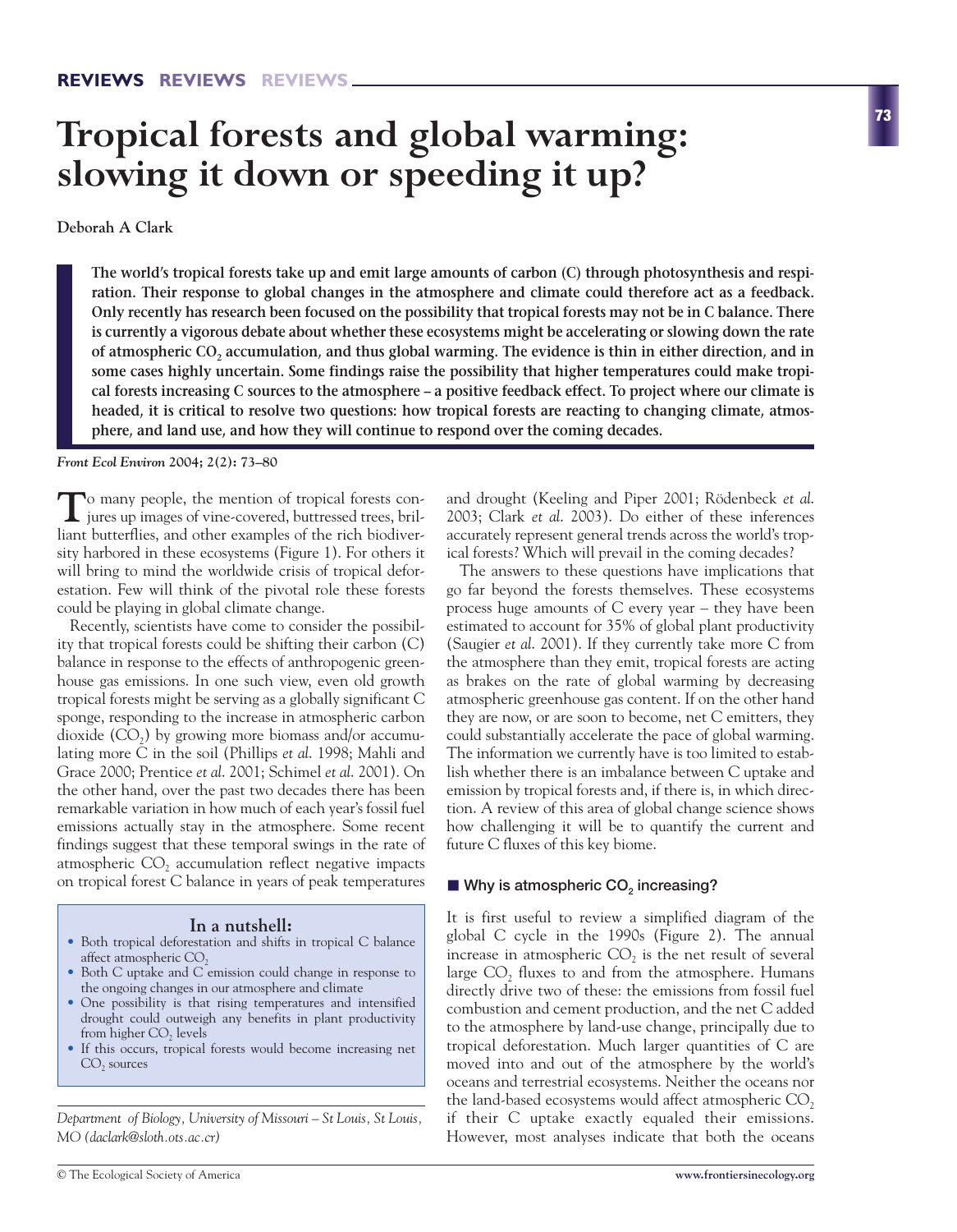# Tropical forests and global warming: slowing it down or speeding it up?

**Deborah A Clark**

**The world's tropical forests take up and emit large amounts of carbon (C) through photosynthesis and respiration. Their response to global changes in the atmosphere and climate could therefore act as a feedback. Only recently has research been focused on the possibility that tropical forests may not be in C balance. There is currently a vigorous debate about whether these ecosystems might be accelerating or slowing down the rate of atmospheric $CO_2$ accumulation, and thus global warming. The evidence is thin in either direction, and in some cases highly uncertain. Some findings raise the possibility that higher temperatures could make tropical forests increasing C sources to the atmosphere – a positive feedback effect. To project where our climate is headed, it is critical to resolve two questions: how tropical forests are reacting to changing climate, atmosphere, and land use, and how they will continue to respond over the coming decades.**

*Front Ecol Environ* **2004; 2(2): 73–80**

To many people, the mention of tropical forests conjures up images of vine-covered, buttressed trees, brilliant butterflies, and other examples of the rich biodiversity harbored in these ecosystems (Figure 1). For others it will bring to mind the worldwide crisis of tropical deforestation. Few will think of the pivotal role these forests could be playing in global climate change.

Recently, scientists have come to consider the possibility that tropical forests could be shifting their carbon (C) balance in response to the effects of anthropogenic greenhouse gas emissions. In one such view, even old growth tropical forests might be serving as a globally significant C sponge, responding to the increase in atmospheric carbon dioxide ($CO_2$) by growing more biomass and/or accumulating more C in the soil (Phillips *et al.* 1998; Mahli and Grace 2000; Prentice *et al.* 2001; Schimel *et al.* 2001). On the other hand, over the past two decades there has been remarkable variation in how much of each year's fossil fuel emissions actually stay in the atmosphere. Some recent findings suggest that these temporal swings in the rate of atmospheric $CO_2$ accumulation reflect negative impacts on tropical forest C balance in years of peak temperatures and drought (Keeling and Piper 2001; Rödenbeck *et al.* 2003; Clark *et al.* 2003). Do either of these inferences accurately represent general trends across the world's tropical forests? Which will prevail in the coming decades?

**In a nutshell:**

- Both tropical deforestation and shifts in tropical C balance affect atmospheric $CO_2$
- Both C uptake and C emission could change in response to the ongoing changes in our atmosphere and climate
- One possibility is that rising temperatures and intensified drought could outweigh any benefits in plant productivity from higher $CO_2$ levels
- If this occurs, tropical forests would become increasing net $CO_2$ sources

*Department of Biology, University of Missouri – St Louis, St Louis, MO (daclark@sloth.ots.ac.cr)*

The answers to these questions have implications that go far beyond the forests themselves. These ecosystems process huge amounts of C every year – they have been estimated to account for 35% of global plant productivity (Saugier *et al.* 2001). If they currently take more C from the atmosphere than they emit, tropical forests are acting as brakes on the rate of global warming by decreasing atmospheric greenhouse gas content. If on the other hand they are now, or are soon to become, net C emitters, they could substantially accelerate the pace of global warming. The information we currently have is too limited to establish whether there is an imbalance between C uptake and emission by tropical forests and, if there is, in which direction. A review of this area of global change science shows how challenging it will be to quantify the current and future C fluxes of this key biome.

## Why is atmospheric $CO_2$ increasing?

It is first useful to review a simplified diagram of the global C cycle in the 1990s (Figure 2). The annual increase in atmospheric $CO_2$ is the net result of several large $CO_2$ fluxes to and from the atmosphere. Humans directly drive two of these: the emissions from fossil fuel combustion and cement production, and the net C added to the atmosphere by land-use change, principally due to tropical deforestation. Much larger quantities of C are moved into and out of the atmosphere by the world's oceans and terrestrial ecosystems. Neither the oceans nor the land-based ecosystems would affect atmospheric $CO_2$ if their C uptake exactly equaled their emissions. However, most analyses indicate that both the oceans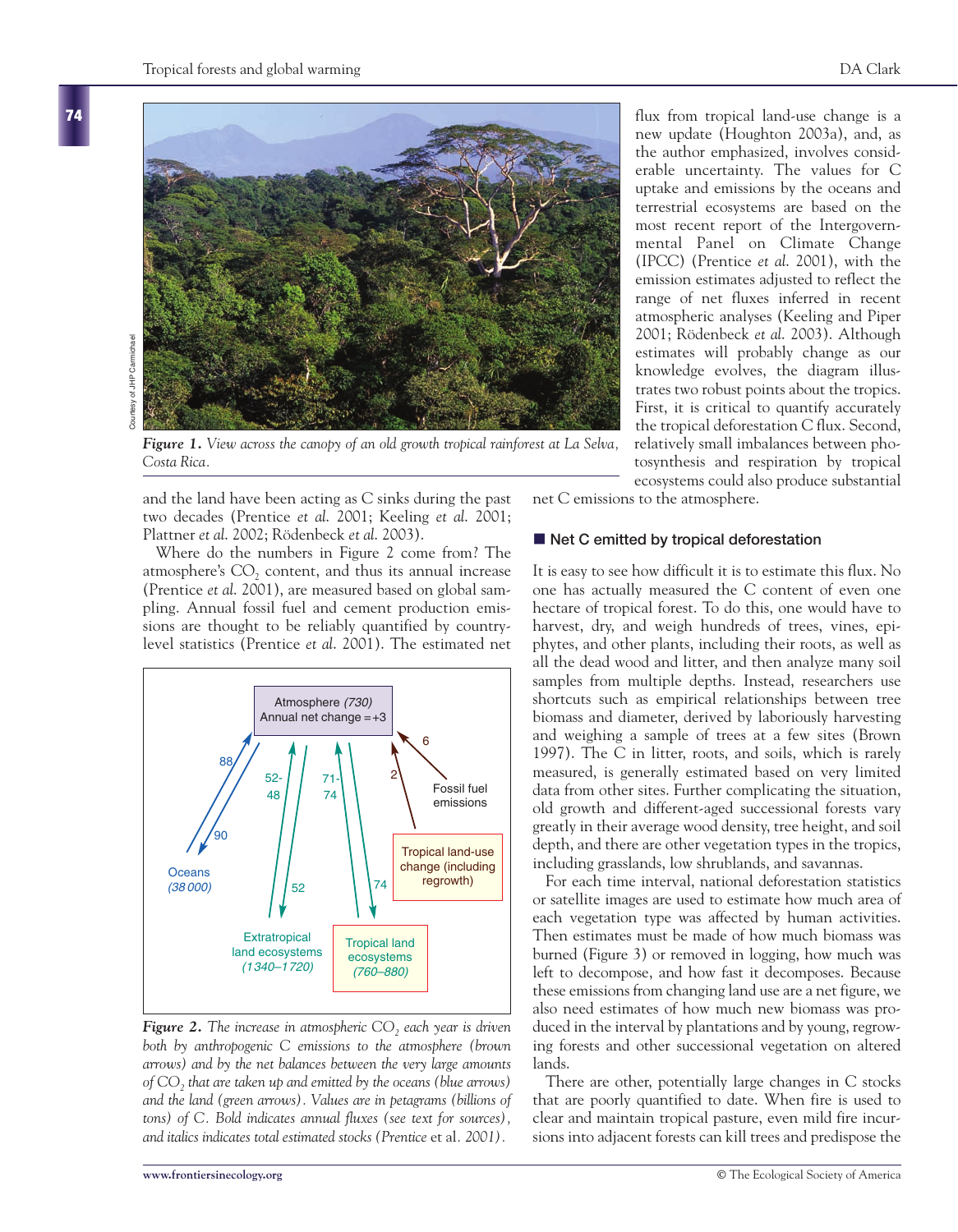*Figure 1. View across the canopy of an old growth tropical rainforest at La Selva, Costa Rica.*

Courtesy of JHP Carmichael

and the land have been acting as C sinks during the past two decades (Prentice *et al.* 2001; Keeling *et al.* 2001; Plattner *et al.* 2002; Rödenbeck *et al.* 2003).

Where do the numbers in Figure 2 come from? The atmosphere's $CO_2$ content, and thus its annual increase (Prentice *et al.* 2001), are measured based on global sampling. Annual fossil fuel and cement production emissions are thought to be reliably quantified by country-level statistics (Prentice *et al.* 2001). The estimated net flux from tropical land-use change is a new update (Houghton 2003a), and, as the author emphasized, involves considerable uncertainty. The values for C uptake and emissions by the oceans and terrestrial ecosystems are based on the most recent report of the Intergovernmental Panel on Climate Change (IPCC) (Prentice *et al.* 2001), with the emission estimates adjusted to reflect the range of net fluxes inferred in recent atmospheric analyses (Keeling and Piper 2001; Rödenbeck *et al.* 2003). Although estimates will probably change as our knowledge evolves, the diagram illustrates two robust points about the tropics. First, it is critical to quantify accurately the tropical deforestation C flux. Second, relatively small imbalances between photosynthesis and respiration by tropical ecosystems could also produce substantial net C emissions to the atmosphere.

Atmosphere *(730)*
Annual net change = +3
88
90
Oceans
*(38 000)*
52-
48
52
Extratropical
land ecosystems
*(1 340–1 720)*
71-
74
74
Tropical land
ecosystems
*(760–880)*
2
Tropical land-use
change (including
regrowth)
6
Fossil fuel
emissions

*Figure 2. The increase in atmospheric $CO_2$ each year is driven both by anthropogenic C emissions to the atmosphere (brown arrows) and by the net balances between the very large amounts of $CO_2$ that are taken up and emitted by the oceans (blue arrows) and the land (green arrows). Values are in petagrams (billions of tons) of C. Bold indicates annual fluxes (see text for sources), and italics indicates total estimated stocks (Prentice* et al. *2001).*

## Net C emitted by tropical deforestation

It is easy to see how difficult it is to estimate this flux. No one has actually measured the C content of even one hectare of tropical forest. To do this, one would have to harvest, dry, and weigh hundreds of trees, vines, epiphytes, and other plants, including their roots, as well as all the dead wood and litter, and then analyze many soil samples from multiple depths. Instead, researchers use shortcuts such as empirical relationships between tree biomass and diameter, derived by laboriously harvesting and weighing a sample of trees at a few sites (Brown 1997). The C in litter, roots, and soils, which is rarely measured, is generally estimated based on very limited data from other sites. Further complicating the situation, old growth and different-aged successional forests vary greatly in their average wood density, tree height, and soil depth, and there are other vegetation types in the tropics, including grasslands, low shrublands, and savannas.

For each time interval, national deforestation statistics or satellite images are used to estimate how much area of each vegetation type was affected by human activities. Then estimates must be made of how much biomass was burned (Figure 3) or removed in logging, how much was left to decompose, and how fast it decomposes. Because these emissions from changing land use are a net figure, we also need estimates of how much new biomass was produced in the interval by plantations and by young, regrowing forests and other successional vegetation on altered lands.

There are other, potentially large changes in C stocks that are poorly quantified to date. When fire is used to clear and maintain tropical pasture, even mild fire incursions into adjacent forests can kill trees and predispose the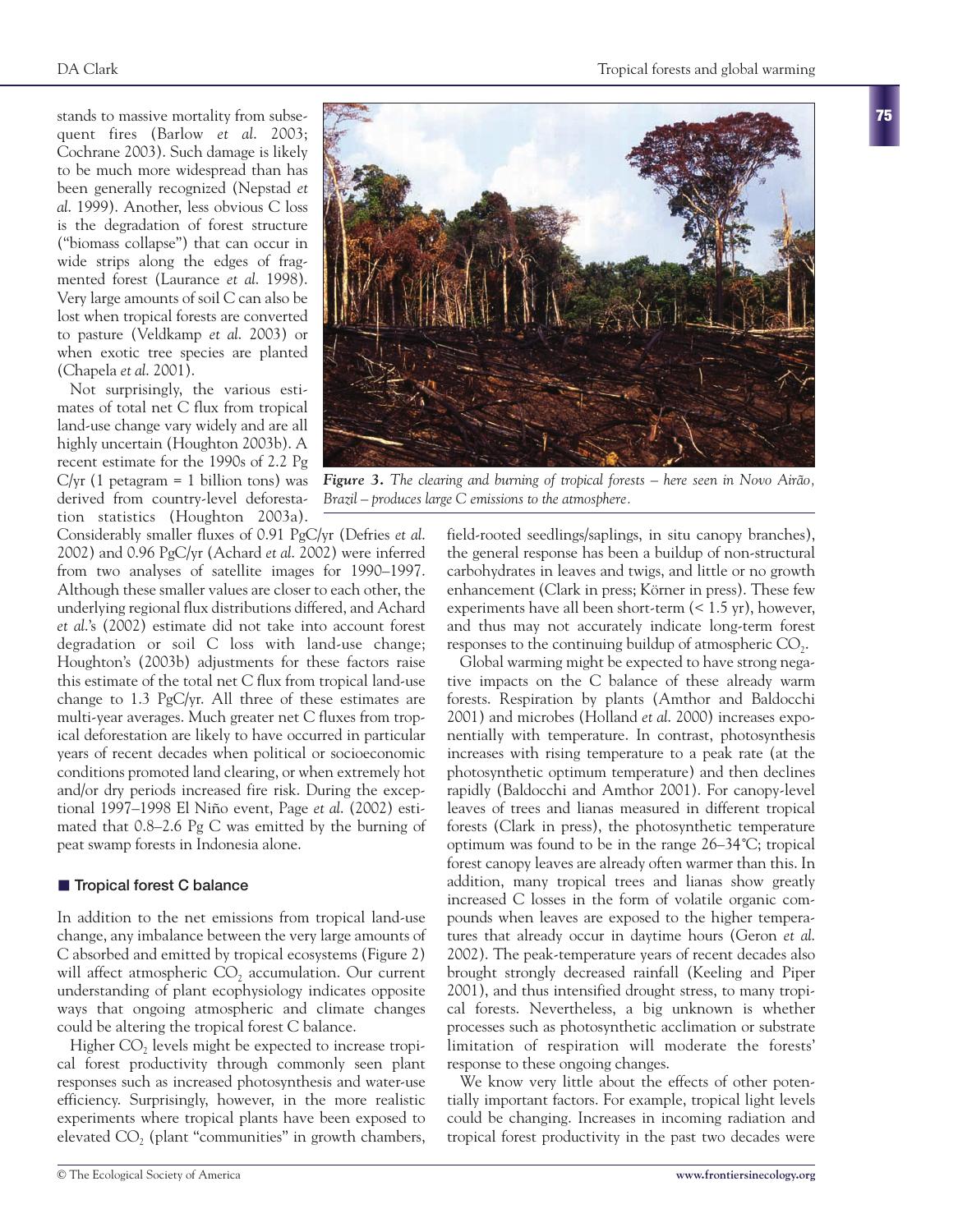stands to massive mortality from subsequent fires (Barlow *et al.* 2003; Cochrane 2003). Such damage is likely to be much more widespread than has been generally recognized (Nepstad *et al.* 1999). Another, less obvious C loss is the degradation of forest structure ("biomass collapse") that can occur in wide strips along the edges of fragmented forest (Laurance *et al.* 1998). Very large amounts of soil C can also be lost when tropical forests are converted to pasture (Veldkamp *et al.* 2003) or when exotic tree species are planted (Chapela *et al.* 2001).

Not surprisingly, the various estimates of total net C flux from tropical land-use change vary widely and are all highly uncertain (Houghton 2003b). A recent estimate for the 1990s of 2.2 Pg C/yr (1 petagram = 1 billion tons) was derived from country-level deforestation statistics (Houghton 2003a). Considerably smaller fluxes of 0.91 PgC/yr (Defries *et al.* 2002) and 0.96 PgC/yr (Achard *et al.* 2002) were inferred from two analyses of satellite images for 1990–1997. Although these smaller values are closer to each other, the underlying regional flux distributions differed, and Achard *et al.*'s (2002) estimate did not take into account forest degradation or soil C loss with land-use change; Houghton's (2003b) adjustments for these factors raise this estimate of the total net C flux from tropical land-use change to 1.3 PgC/yr. All three of these estimates are multi-year averages. Much greater net C fluxes from tropical deforestation are likely to have occurred in particular years of recent decades when political or socioeconomic conditions promoted land clearing, or when extremely hot and/or dry periods increased fire risk. During the exceptional 1997–1998 El Niño event, Page *et al.* (2002) estimated that 0.8–2.6 Pg C was emitted by the burning of peat swamp forests in Indonesia alone.

*Figure 3. The clearing and burning of tropical forests – here seen in Novo Airão, Brazil – produces large C emissions to the atmosphere.*

## Tropical forest C balance

In addition to the net emissions from tropical land-use change, any imbalance between the very large amounts of C absorbed and emitted by tropical ecosystems (Figure 2) will affect atmospheric $CO_2$ accumulation. Our current understanding of plant ecophysiology indicates opposite ways that ongoing atmospheric and climate changes could be altering the tropical forest C balance.

Higher $CO_2$ levels might be expected to increase tropical forest productivity through commonly seen plant responses such as increased photosynthesis and water-use efficiency. Surprisingly, however, in the more realistic experiments where tropical plants have been exposed to elevated $CO_2$ (plant "communities" in growth chambers, field-rooted seedlings/saplings, in situ canopy branches), the general response has been a buildup of non-structural carbohydrates in leaves and twigs, and little or no growth enhancement (Clark in press; Körner in press). These few experiments have all been short-term (< 1.5 yr), however, and thus may not accurately indicate long-term forest responses to the continuing buildup of atmospheric $CO_2$.

Global warming might be expected to have strong negative impacts on the C balance of these already warm forests. Respiration by plants (Amthor and Baldocchi 2001) and microbes (Holland *et al.* 2000) increases exponentially with temperature. In contrast, photosynthesis increases with rising temperature to a peak rate (at the photosynthetic optimum temperature) and then declines rapidly (Baldocchi and Amthor 2001). For canopy-level leaves of trees and lianas measured in different tropical forests (Clark in press), the photosynthetic temperature optimum was found to be in the range 26–34°C; tropical forest canopy leaves are already often warmer than this. In addition, many tropical trees and lianas show greatly increased C losses in the form of volatile organic compounds when leaves are exposed to the higher temperatures that already occur in daytime hours (Geron *et al.* 2002). The peak-temperature years of recent decades also brought strongly decreased rainfall (Keeling and Piper 2001), and thus intensified drought stress, to many tropical forests. Nevertheless, a big unknown is whether processes such as photosynthetic acclimation or substrate limitation of respiration will moderate the forests' response to these ongoing changes.

We know very little about the effects of other potentially important factors. For example, tropical light levels could be changing. Increases in incoming radiation and tropical forest productivity in the past two decades were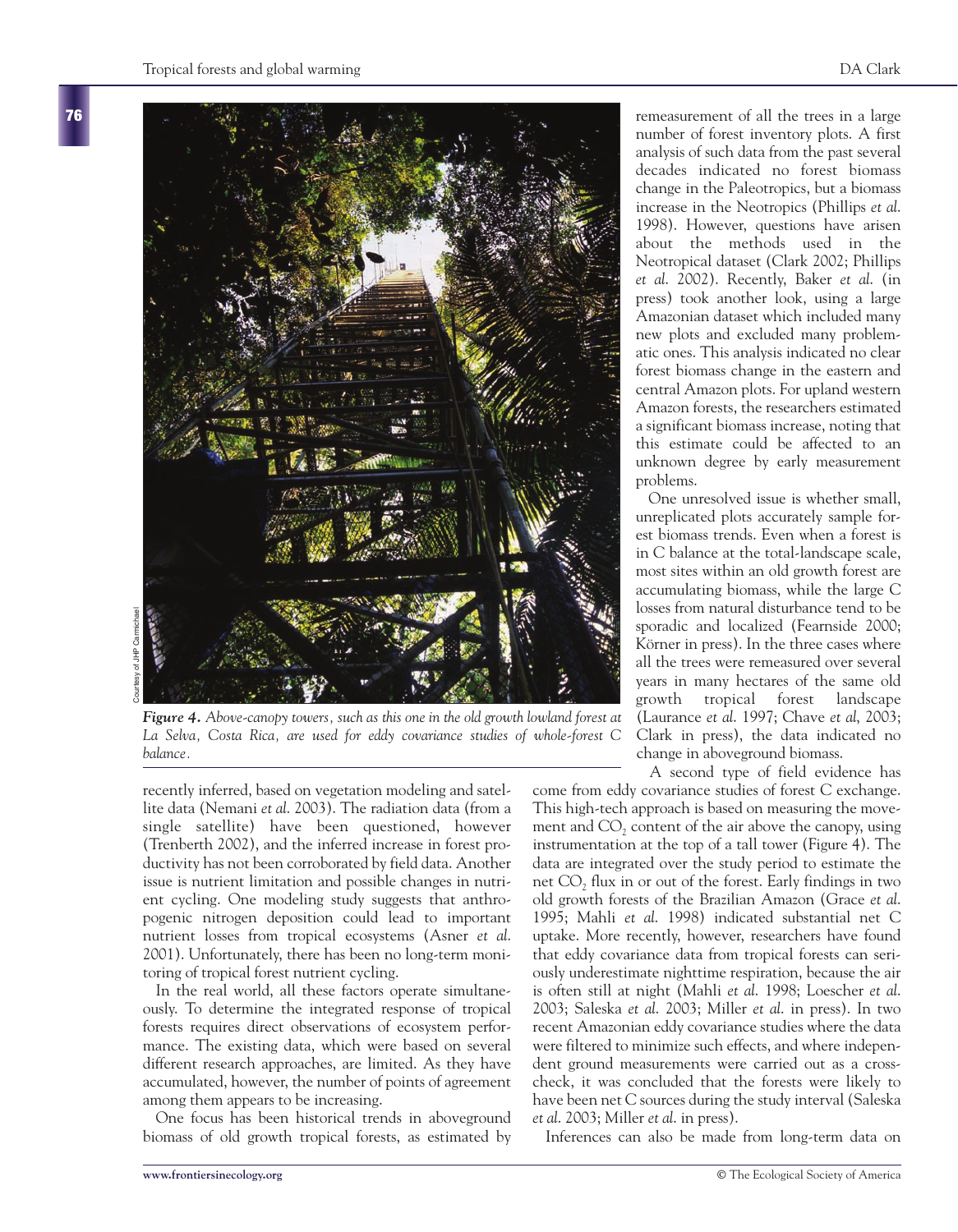*Figure 4. Above-canopy towers, such as this one in the old growth lowland forest at La Selva, Costa Rica, are used for eddy covariance studies of whole-forest C balance.*

Courtesy of JHP Carmichael

recently inferred, based on vegetation modeling and satellite data (Nemani *et al.* 2003). The radiation data (from a single satellite) have been questioned, however (Trenberth 2002), and the inferred increase in forest productivity has not been corroborated by field data. Another issue is nutrient limitation and possible changes in nutrient cycling. One modeling study suggests that anthropogenic nitrogen deposition could lead to important nutrient losses from tropical ecosystems (Asner *et al.* 2001). Unfortunately, there has been no long-term monitoring of tropical forest nutrient cycling.

In the real world, all these factors operate simultaneously. To determine the integrated response of tropical forests requires direct observations of ecosystem performance. The existing data, which were based on several different research approaches, are limited. As they have accumulated, however, the number of points of agreement among them appears to be increasing.

One focus has been historical trends in aboveground biomass of old growth tropical forests, as estimated by remeasurement of all the trees in a large number of forest inventory plots. A first analysis of such data from the past several decades indicated no forest biomass change in the Paleotropics, but a biomass increase in the Neotropics (Phillips *et al.* 1998). However, questions have arisen about the methods used in the Neotropical dataset (Clark 2002; Phillips *et al.* 2002). Recently, Baker *et al.* (in press) took another look, using a large Amazonian dataset which included many new plots and excluded many problematic ones. This analysis indicated no clear forest biomass change in the eastern and central Amazon plots. For upland western Amazon forests, the researchers estimated a significant biomass increase, noting that this estimate could be affected to an unknown degree by early measurement problems.

One unresolved issue is whether small, unreplicated plots accurately sample forest biomass trends. Even when a forest is in C balance at the total-landscape scale, most sites within an old growth forest are accumulating biomass, while the large C losses from natural disturbance tend to be sporadic and localized (Fearnside 2000; Körner in press). In the three cases where all the trees were remeasured over several years in many hectares of the same old growth tropical forest landscape (Laurance *et al.* 1997; Chave *et al*, 2003; Clark in press), the data indicated no change in aboveground biomass.

A second type of field evidence has come from eddy covariance studies of forest C exchange. This high-tech approach is based on measuring the movement and $CO_2$ content of the air above the canopy, using instrumentation at the top of a tall tower (Figure 4). The data are integrated over the study period to estimate the net $CO_2$ flux in or out of the forest. Early findings in two old growth forests of the Brazilian Amazon (Grace *et al.* 1995; Mahli *et al.* 1998) indicated substantial net C uptake. More recently, however, researchers have found that eddy covariance data from tropical forests can seriously underestimate nighttime respiration, because the air is often still at night (Mahli *et al.* 1998; Loescher *et al.* 2003; Saleska *et al.* 2003; Miller *et al.* in press). In two recent Amazonian eddy covariance studies where the data were filtered to minimize such effects, and where independent ground measurements were carried out as a cross-check, it was concluded that the forests were likely to have been net C sources during the study interval (Saleska *et al.* 2003; Miller *et al.* in press).

Inferences can also be made from long-term data on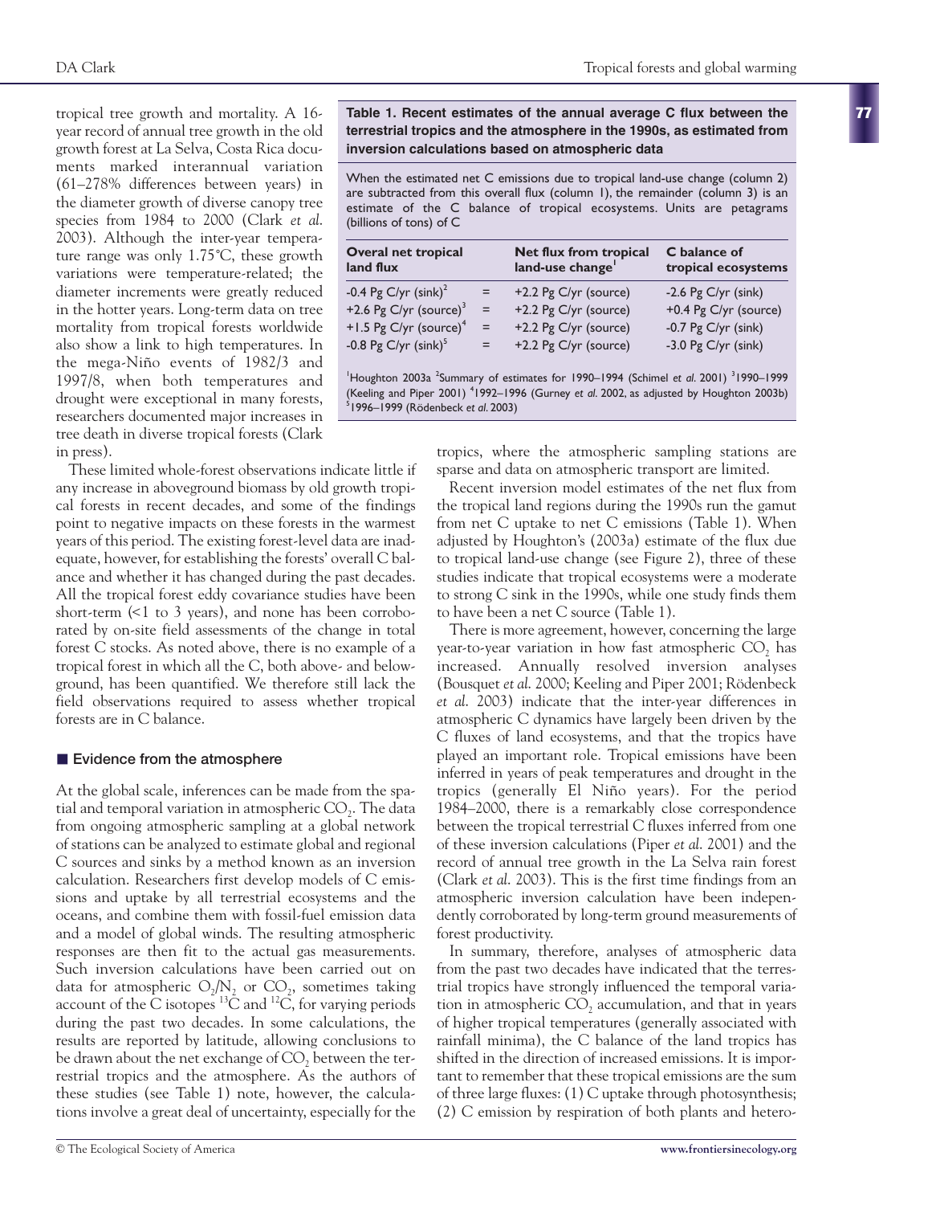tropical tree growth and mortality. A 16-year record of annual tree growth in the old growth forest at La Selva, Costa Rica documents marked interannual variation (61–278% differences between years) in the diameter growth of diverse canopy tree species from 1984 to 2000 (Clark *et al.* 2003). Although the inter-year temperature range was only 1.75°C, these growth variations were temperature-related; the diameter increments were greatly reduced in the hotter years. Long-term data on tree mortality from tropical forests worldwide also show a link to high temperatures. In the mega-Niño events of 1982/3 and 1997/8, when both temperatures and drought were exceptional in many forests, researchers documented major increases in tree death in diverse tropical forests (Clark in press).

These limited whole-forest observations indicate little if any increase in aboveground biomass by old growth tropical forests in recent decades, and some of the findings point to negative impacts on these forests in the warmest years of this period. The existing forest-level data are inadequate, however, for establishing the forests' overall C balance and whether it has changed during the past decades. All the tropical forest eddy covariance studies have been short-term (<1 to 3 years), and none has been corroborated by on-site field assessments of the change in total forest C stocks. As noted above, there is no example of a tropical forest in which all the C, both above- and belowground, has been quantified. We therefore still lack the field observations required to assess whether tropical forests are in C balance.

## Evidence from the atmosphere

At the global scale, inferences can be made from the spatial and temporal variation in atmospheric $CO_2$. The data from ongoing atmospheric sampling at a global network of stations can be analyzed to estimate global and regional C sources and sinks by a method known as an inversion calculation. Researchers first develop models of C emissions and uptake by all terrestrial ecosystems and the oceans, and combine them with fossil-fuel emission data and a model of global winds. The resulting atmospheric responses are then fit to the actual gas measurements. Such inversion calculations have been carried out on data for atmospheric $O_2/N_2$ or $CO_2$, sometimes taking account of the C isotopes $^{13}C$ and $^{12}C$, for varying periods during the past two decades. In some calculations, the results are reported by latitude, allowing conclusions to be drawn about the net exchange of $CO_2$ between the terrestrial tropics and the atmosphere. As the authors of these studies (see Table 1) note, however, the calculations involve a great deal of uncertainty, especially for the tropics, where the atmospheric sampling stations are sparse and data on atmospheric transport are limited.

**Table 1. Recent estimates of the annual average C flux between the terrestrial tropics and the atmosphere in the 1990s, as estimated from inversion calculations based on atmospheric data**

When the estimated net C emissions due to tropical land-use change (column 2) are subtracted from this overall flux (column 1), the remainder (column 3) is an estimate of the C balance of tropical ecosystems. Units are petagrams (billions of tons) of C

| Overal net tropical land flux | | Net flux from tropical land-use change[1] | C balance of tropical ecosystems |
|---|---|---|---|
| -0.4 Pg C/yr (sink)[2] | = | +2.2 Pg C/yr (source) | -2.6 Pg C/yr (sink) |
| +2.6 Pg C/yr (source)[3] | = | +2.2 Pg C/yr (source) | +0.4 Pg C/yr (source) |
| +1.5 Pg C/yr (source)[4] | = | +2.2 Pg C/yr (source) | -0.7 Pg C/yr (sink) |
| -0.8 Pg C/yr (sink)[5] | = | +2.2 Pg C/yr (source) | -3.0 Pg C/yr (sink) |

[1]Houghton 2003a [2]Summary of estimates for 1990–1994 (Schimel *et al.* 2001) [3]1990–1999 (Keeling and Piper 2001) [4]1992–1996 (Gurney *et al.* 2002, as adjusted by Houghton 2003b) [5]1996–1999 (Rödenbeck *et al.* 2003)

Recent inversion model estimates of the net flux from the tropical land regions during the 1990s run the gamut from net C uptake to net C emissions (Table 1). When adjusted by Houghton's (2003a) estimate of the flux due to tropical land-use change (see Figure 2), three of these studies indicate that tropical ecosystems were a moderate to strong C sink in the 1990s, while one study finds them to have been a net C source (Table 1).

There is more agreement, however, concerning the large year-to-year variation in how fast atmospheric $CO_2$ has increased. Annually resolved inversion analyses (Bousquet *et al.* 2000; Keeling and Piper 2001; Rödenbeck *et al.* 2003) indicate that the inter-year differences in atmospheric C dynamics have largely been driven by the C fluxes of land ecosystems, and that the tropics have played an important role. Tropical emissions have been inferred in years of peak temperatures and drought in the tropics (generally El Niño years). For the period 1984–2000, there is a remarkably close correspondence between the tropical terrestrial C fluxes inferred from one of these inversion calculations (Piper *et al.* 2001) and the record of annual tree growth in the La Selva rain forest (Clark *et al.* 2003). This is the first time findings from an atmospheric inversion calculation have been independently corroborated by long-term ground measurements of forest productivity.

In summary, therefore, analyses of atmospheric data from the past two decades have indicated that the terrestrial tropics have strongly influenced the temporal variation in atmospheric $CO_2$ accumulation, and that in years of higher tropical temperatures (generally associated with rainfall minima), the C balance of the land tropics has shifted in the direction of increased emissions. It is important to remember that these tropical emissions are the sum of three large fluxes: (1) C uptake through photosynthesis; (2) C emission by respiration of both plants and hetero-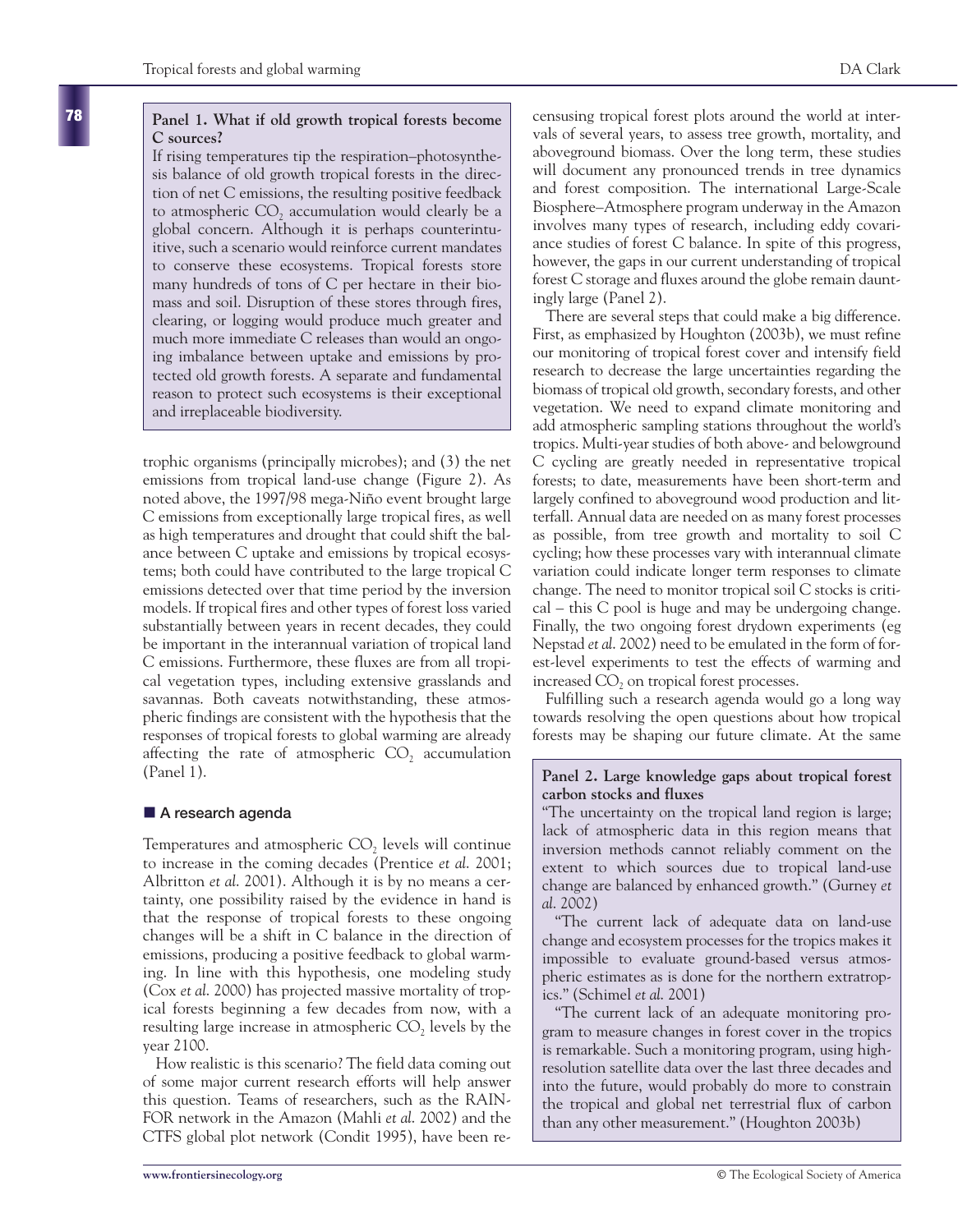**Panel 1. What if old growth tropical forests become C sources?**

If rising temperatures tip the respiration–photosynthesis balance of old growth tropical forests in the direction of net C emissions, the resulting positive feedback to atmospheric $CO_2$ accumulation would clearly be a global concern. Although it is perhaps counterintuitive, such a scenario would reinforce current mandates to conserve these ecosystems. Tropical forests store many hundreds of tons of C per hectare in their biomass and soil. Disruption of these stores through fires, clearing, or logging would produce much greater and much more immediate C releases than would an ongoing imbalance between uptake and emissions by protected old growth forests. A separate and fundamental reason to protect such ecosystems is their exceptional and irreplaceable biodiversity.

trophic organisms (principally microbes); and (3) the net emissions from tropical land-use change (Figure 2). As noted above, the 1997/98 mega-Niño event brought large C emissions from exceptionally large tropical fires, as well as high temperatures and drought that could shift the balance between C uptake and emissions by tropical ecosystems; both could have contributed to the large tropical C emissions detected over that time period by the inversion models. If tropical fires and other types of forest loss varied substantially between years in recent decades, they could be important in the interannual variation of tropical land C emissions. Furthermore, these fluxes are from all tropical vegetation types, including extensive grasslands and savannas. Both caveats notwithstanding, these atmospheric findings are consistent with the hypothesis that the responses of tropical forests to global warming are already affecting the rate of atmospheric $CO_2$ accumulation (Panel 1).

## A research agenda

Temperatures and atmospheric $CO_2$ levels will continue to increase in the coming decades (Prentice *et al.* 2001; Albritton *et al.* 2001). Although it is by no means a certainty, one possibility raised by the evidence in hand is that the response of tropical forests to these ongoing changes will be a shift in C balance in the direction of emissions, producing a positive feedback to global warming. In line with this hypothesis, one modeling study (Cox *et al.* 2000) has projected massive mortality of tropical forests beginning a few decades from now, with a resulting large increase in atmospheric $CO_2$ levels by the year 2100.

How realistic is this scenario? The field data coming out of some major current research efforts will help answer this question. Teams of researchers, such as the RAINFOR network in the Amazon (Mahli *et al.* 2002) and the CTFS global plot network (Condit 1995), have been censusing tropical forest plots around the world at intervals of several years, to assess tree growth, mortality, and aboveground biomass. Over the long term, these studies will document any pronounced trends in tree dynamics and forest composition. The international Large-Scale Biosphere–Atmosphere program underway in the Amazon involves many types of research, including eddy covariance studies of forest C balance. In spite of this progress, however, the gaps in our current understanding of tropical forest C storage and fluxes around the globe remain dauntingly large (Panel 2).

There are several steps that could make a big difference. First, as emphasized by Houghton (2003b), we must refine our monitoring of tropical forest cover and intensify field research to decrease the large uncertainties regarding the biomass of tropical old growth, secondary forests, and other vegetation. We need to expand climate monitoring and add atmospheric sampling stations throughout the world's tropics. Multi-year studies of both above- and belowground C cycling are greatly needed in representative tropical forests; to date, measurements have been short-term and largely confined to aboveground wood production and litterfall. Annual data are needed on as many forest processes as possible, from tree growth and mortality to soil C cycling; how these processes vary with interannual climate variation could indicate longer term responses to climate change. The need to monitor tropical soil C stocks is critical – this C pool is huge and may be undergoing change. Finally, the two ongoing forest drydown experiments (eg Nepstad *et al.* 2002) need to be emulated in the form of forest-level experiments to test the effects of warming and increased $CO_2$ on tropical forest processes.

Fulfilling such a research agenda would go a long way towards resolving the open questions about how tropical forests may be shaping our future climate. At the same

**Panel 2. Large knowledge gaps about tropical forest carbon stocks and fluxes**

"The uncertainty on the tropical land region is large; lack of atmospheric data in this region means that inversion methods cannot reliably comment on the extent to which sources due to tropical land-use change are balanced by enhanced growth." (Gurney *et al.* 2002)

"The current lack of adequate data on land-use change and ecosystem processes for the tropics makes it impossible to evaluate ground-based versus atmospheric estimates as is done for the northern extratropics." (Schimel *et al.* 2001)

"The current lack of an adequate monitoring program to measure changes in forest cover in the tropics is remarkable. Such a monitoring program, using high-resolution satellite data over the last three decades and into the future, would probably do more to constrain the tropical and global net terrestrial flux of carbon than any other measurement." (Houghton 2003b)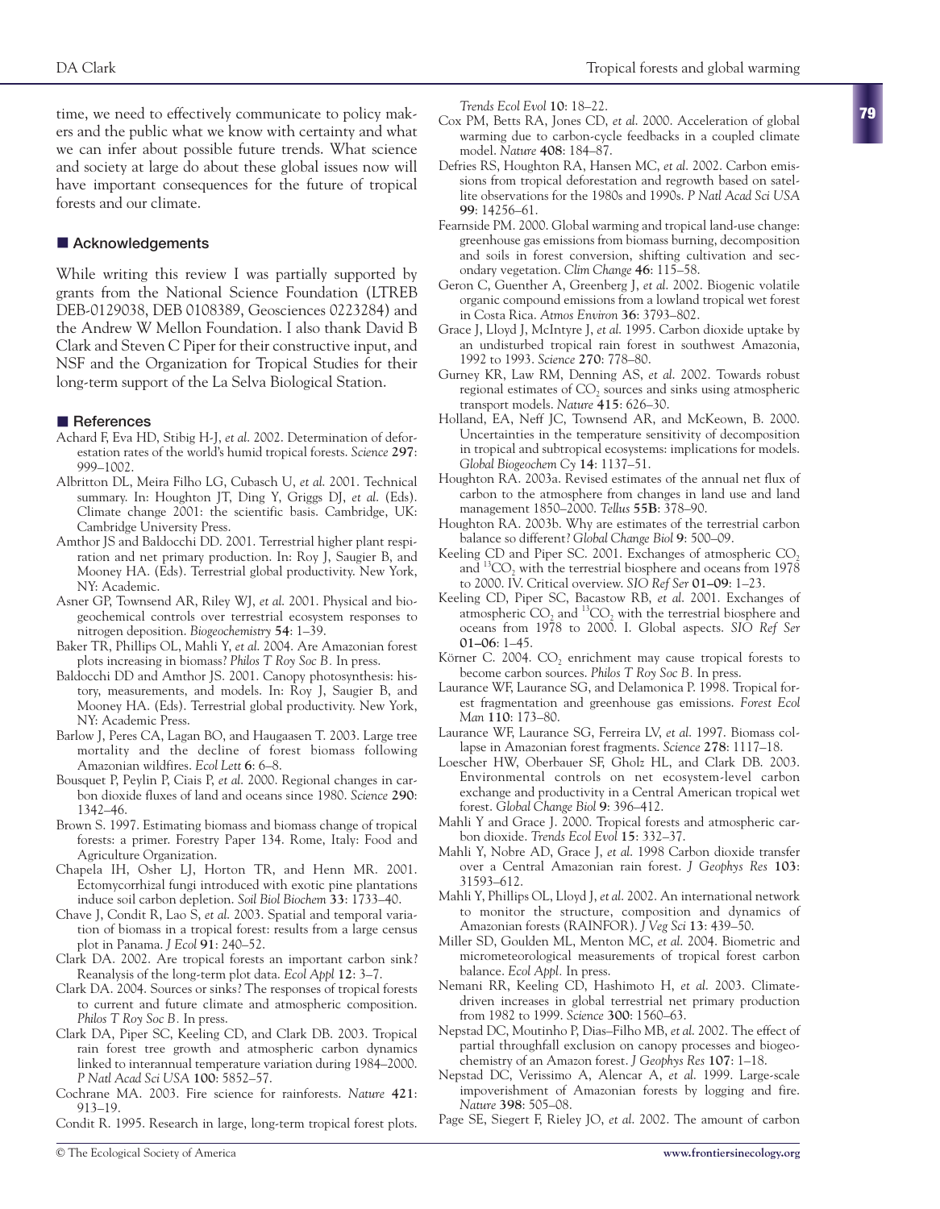time, we need to effectively communicate to policy makers and the public what we know with certainty and what we can infer about possible future trends. What science and society at large do about these global issues now will have important consequences for the future of tropical forests and our climate.

## Acknowledgements

While writing this review I was partially supported by grants from the National Science Foundation (LTREB DEB-0129038, DEB 0108389, Geosciences 0223284) and the Andrew W Mellon Foundation. I also thank David B Clark and Steven C Piper for their constructive input, and NSF and the Organization for Tropical Studies for their long-term support of the La Selva Biological Station.

## References

Achard F, Eva HD, Stibig H-J, *et al.* 2002. Determination of deforestation rates of the world's humid tropical forests. *Science* **297**: 999–1002.

Albritton DL, Meira Filho LG, Cubasch U, *et al.* 2001. Technical summary. In: Houghton JT, Ding Y, Griggs DJ, *et al.* (Eds). Climate change 2001: the scientific basis. Cambridge, UK: Cambridge University Press.

Amthor JS and Baldocchi DD. 2001. Terrestrial higher plant respiration and net primary production. In: Roy J, Saugier B, and Mooney HA. (Eds). Terrestrial global productivity. New York, NY: Academic.

Asner GP, Townsend AR, Riley WJ, *et al.* 2001. Physical and biogeochemical controls over terrestrial ecosystem responses to nitrogen deposition. *Biogeochemistry* **54**: 1–39.

Baker TR, Phillips OL, Mahli Y, *et al.* 2004. Are Amazonian forest plots increasing in biomass? *Philos T Roy Soc B*. In press.

Baldocchi DD and Amthor JS. 2001. Canopy photosynthesis: history, measurements, and models. In: Roy J, Saugier B, and Mooney HA. (Eds). Terrestrial global productivity. New York, NY: Academic Press.

Barlow J, Peres CA, Lagan BO, and Haugaasen T. 2003. Large tree mortality and the decline of forest biomass following Amazonian wildfires. *Ecol Lett* **6**: 6–8.

Bousquet P, Peylin P, Ciais P, *et al.* 2000. Regional changes in carbon dioxide fluxes of land and oceans since 1980. *Science* **290**: 1342–46.

Brown S. 1997. Estimating biomass and biomass change of tropical forests: a primer. Forestry Paper 134. Rome, Italy: Food and Agriculture Organization.

Chapela IH, Osher LJ, Horton TR, and Henn MR. 2001. Ectomycorrhizal fungi introduced with exotic pine plantations induce soil carbon depletion. *Soil Biol Biochem* **33**: 1733–40.

Chave J, Condit R, Lao S, *et al.* 2003. Spatial and temporal variation of biomass in a tropical forest: results from a large census plot in Panama. *J Ecol* **91**: 240–52.

Clark DA. 2002. Are tropical forests an important carbon sink? Reanalysis of the long-term plot data. *Ecol Appl* **12**: 3–7.

Clark DA. 2004. Sources or sinks? The responses of tropical forests to current and future climate and atmospheric composition. *Philos T Roy Soc B*. In press.

Clark DA, Piper SC, Keeling CD, and Clark DB. 2003. Tropical rain forest tree growth and atmospheric carbon dynamics linked to interannual temperature variation during 1984–2000. *P Natl Acad Sci USA* **100**: 5852–57.

Cochrane MA. 2003. Fire science for rainforests. *Nature* **421**: 913–19.

Condit R. 1995. Research in large, long-term tropical forest plots. *Trends Ecol Evol* **10**: 18–22.

Cox PM, Betts RA, Jones CD, *et al.* 2000. Acceleration of global warming due to carbon-cycle feedbacks in a coupled climate model. *Nature* **408**: 184–87.

Defries RS, Houghton RA, Hansen MC, *et al.* 2002. Carbon emissions from tropical deforestation and regrowth based on satellite observations for the 1980s and 1990s. *P Natl Acad Sci USA* **99**: 14256–61.

Fearnside PM. 2000. Global warming and tropical land-use change: greenhouse gas emissions from biomass burning, decomposition and soils in forest conversion, shifting cultivation and secondary vegetation. *Clim Change* **46**: 115–58.

Geron C, Guenther A, Greenberg J, *et al.* 2002. Biogenic volatile organic compound emissions from a lowland tropical wet forest in Costa Rica. *Atmos Environ* **36**: 3793–802.

Grace J, Lloyd J, McIntyre J, *et al.* 1995. Carbon dioxide uptake by an undisturbed tropical rain forest in southwest Amazonia, 1992 to 1993. *Science* **270**: 778–80.

Gurney KR, Law RM, Denning AS, *et al.* 2002. Towards robust regional estimates of $CO_2$ sources and sinks using atmospheric transport models. *Nature* **415**: 626–30.

Holland, EA, Neff JC, Townsend AR, and McKeown, B. 2000. Uncertainties in the temperature sensitivity of decomposition in tropical and subtropical ecosystems: implications for models. *Global Biogeochem Cy* **14**: 1137–51.

Houghton RA. 2003a. Revised estimates of the annual net flux of carbon to the atmosphere from changes in land use and land management 1850–2000. *Tellus* **55B**: 378–90.

Houghton RA. 2003b. Why are estimates of the terrestrial carbon balance so different? *Global Change Biol* **9**: 500–09.

Keeling CD and Piper SC. 2001. Exchanges of atmospheric $CO_2$ and $^{13}CO_2$ with the terrestrial biosphere and oceans from 1978 to 2000. IV. Critical overview. *SIO Ref Ser* **01–09**: 1–23.

Keeling CD, Piper SC, Bacastow RB, *et al.* 2001. Exchanges of atmospheric $CO_2$ and $^{13}CO_2$ with the terrestrial biosphere and oceans from 1978 to 2000. I. Global aspects. *SIO Ref Ser* **01–06**: 1–45.

Körner C. 2004. $CO_2$ enrichment may cause tropical forests to become carbon sources. *Philos T Roy Soc B*. In press.

Laurance WF, Laurance SG, and Delamonica P. 1998. Tropical forest fragmentation and greenhouse gas emissions. *Forest Ecol Man* **110**: 173–80.

Laurance WF, Laurance SG, Ferreira LV, *et al.* 1997. Biomass collapse in Amazonian forest fragments. *Science* **278**: 1117–18.

Loescher HW, Oberbauer SF, Gholz HL, and Clark DB. 2003. Environmental controls on net ecosystem-level carbon exchange and productivity in a Central American tropical wet forest. *Global Change Biol* **9**: 396–412.

Mahli Y and Grace J. 2000. Tropical forests and atmospheric carbon dioxide. *Trends Ecol Evol* **15**: 332–37.

Mahli Y, Nobre AD, Grace J, *et al.* 1998 Carbon dioxide transfer over a Central Amazonian rain forest. *J Geophys Res* **103**: 31593–612.

Mahli Y, Phillips OL, Lloyd J, *et al.* 2002. An international network to monitor the structure, composition and dynamics of Amazonian forests (RAINFOR). *J Veg Sci* **13**: 439–50.

Miller SD, Goulden ML, Menton MC, *et al.* 2004. Biometric and micrometeorological measurements of tropical forest carbon balance. *Ecol Appl.* In press.

Nemani RR, Keeling CD, Hashimoto H, *et al.* 2003. Climate-driven increases in global terrestrial net primary production from 1982 to 1999. *Science* **300**: 1560–63.

Nepstad DC, Moutinho P, Dias–Filho MB, *et al.* 2002. The effect of partial throughfall exclusion on canopy processes and biogeochemistry of an Amazon forest. *J Geophys Res* **107**: 1–18.

Nepstad DC, Verissimo A, Alencar A, *et al.* 1999. Large-scale impoverishment of Amazonian forests by logging and fire. *Nature* **398**: 505–08.

Page SE, Siegert F, Rieley JO, *et al.* 2002. The amount of carbon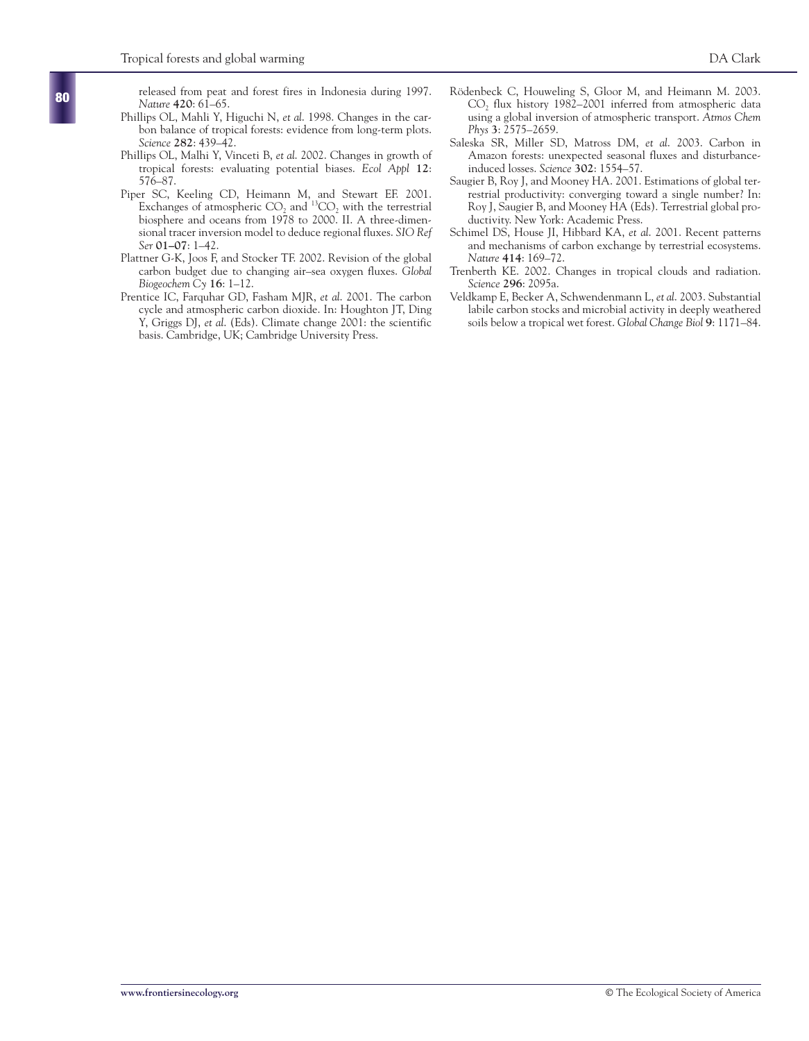released from peat and forest fires in Indonesia during 1997. *Nature* **420**: 61–65.

Phillips OL, Mahli Y, Higuchi N, *et al.* 1998. Changes in the carbon balance of tropical forests: evidence from long-term plots. *Science* **282**: 439–42.

Phillips OL, Malhi Y, Vinceti B, *et al.* 2002. Changes in growth of tropical forests: evaluating potential biases. *Ecol Appl* **12**: 576–87.

Piper SC, Keeling CD, Heimann M, and Stewart EF. 2001. Exchanges of atmospheric $CO_2$ and $^{13}CO_2$ with the terrestrial biosphere and oceans from 1978 to 2000. II. A three-dimensional tracer inversion model to deduce regional fluxes. *SIO Ref Ser* **01–07**: 1–42.

Plattner G-K, Joos F, and Stocker TF. 2002. Revision of the global carbon budget due to changing air–sea oxygen fluxes. *Global Biogeochem Cy* **16**: 1–12.

Prentice IC, Farquhar GD, Fasham MJR, *et al.* 2001. The carbon cycle and atmospheric carbon dioxide. In: Houghton JT, Ding Y, Griggs DJ, *et al.* (Eds). Climate change 2001: the scientific basis. Cambridge, UK; Cambridge University Press.

Rödenbeck C, Houweling S, Gloor M, and Heimann M. 2003. $CO_2$ flux history 1982–2001 inferred from atmospheric data using a global inversion of atmospheric transport. *Atmos Chem Phys* **3**: 2575–2659.

Saleska SR, Miller SD, Matross DM, *et al.* 2003. Carbon in Amazon forests: unexpected seasonal fluxes and disturbance-induced losses. *Science* **302**: 1554–57.

Saugier B, Roy J, and Mooney HA. 2001. Estimations of global terrestrial productivity: converging toward a single number? In: Roy J, Saugier B, and Mooney HA (Eds). Terrestrial global productivity. New York: Academic Press.

Schimel DS, House JI, Hibbard KA, *et al.* 2001. Recent patterns and mechanisms of carbon exchange by terrestrial ecosystems. *Nature* **414**: 169–72.

Trenberth KE. 2002. Changes in tropical clouds and radiation. *Science* **296**: 2095a.

Veldkamp E, Becker A, Schwendenmann L, *et al.* 2003. Substantial labile carbon stocks and microbial activity in deeply weathered soils below a tropical wet forest. *Global Change Biol* **9**: 1171–84.